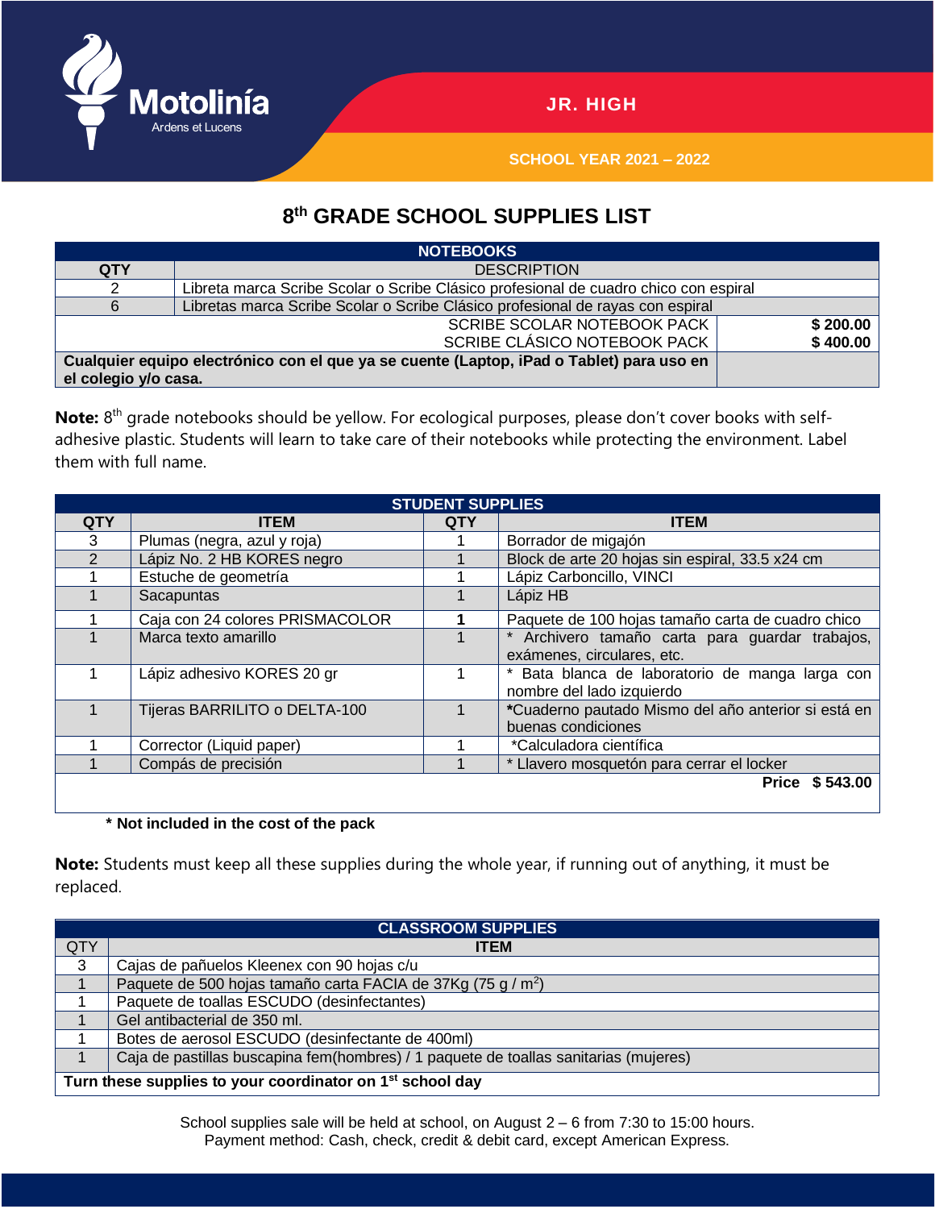Motolinía
Ardens et Lucens

JR. HIGH

SCHOOL YEAR 2021 – 2022

# 8th GRADE SCHOOL SUPPLIES LIST

| NOTEBOOKS | | |
|---|---|---|
| QTY | DESCRIPTION | |
| 2 | Libreta marca Scribe Scolar o Scribe Clásico profesional de cuadro chico con espiral | |
| 6 | Libretas marca Scribe Scolar o Scribe Clásico profesional de rayas con espiral | |
| | SCRIBE SCOLAR NOTEBOOK PACK | **$ 200.00** |
| | SCRIBE CLÁSICO NOTEBOOK PACK | **$ 400.00** |
| **Cualquier equipo electrónico con el que ya se cuente (Laptop, iPad o Tablet) para uso en el colegio y/o casa.** | | |

**Note:** 8th grade notebooks should be yellow. For ecological purposes, please don't cover books with self-adhesive plastic. Students will learn to take care of their notebooks while protecting the environment. Label them with full name.

| STUDENT SUPPLIES | | | |
|---|---|---|---|
| QTY | ITEM | QTY | ITEM |
| 3 | Plumas (negra, azul y roja) | 1 | Borrador de migajón |
| 2 | Lápiz No. 2 HB KORES negro | 1 | Block de arte 20 hojas sin espiral, 33.5 x24 cm |
| 1 | Estuche de geometría | 1 | Lápiz Carboncillo, VINCI |
| 1 | Sacapuntas | 1 | Lápiz HB |
| 1 | Caja con 24 colores PRISMACOLOR | **1** | Paquete de 100 hojas tamaño carta de cuadro chico |
| 1 | Marca texto amarillo | 1 | * Archivero tamaño carta para guardar trabajos, exámenes, circulares, etc. |
| 1 | Lápiz adhesivo KORES 20 gr | 1 | * Bata blanca de laboratorio de manga larga con nombre del lado izquierdo |
| 1 | Tijeras BARRILITO o DELTA-100 | 1 | **\***Cuaderno pautado Mismo del año anterior si está en buenas condiciones |
| 1 | Corrector (Liquid paper) | 1 | *Calculadora científica |
| 1 | Compás de precisión | 1 | * Llavero mosquetón para cerrar el locker |
| | | | **Price $ 543.00** |

**\* Not included in the cost of the pack**

**Note:** Students must keep all these supplies during the whole year, if running out of anything, it must be replaced.

| CLASSROOM SUPPLIES | |
|---|---|
| QTY | ITEM |
| 3 | Cajas de pañuelos Kleenex con 90 hojas c/u |
| 1 | Paquete de 500 hojas tamaño carta FACIA de 37Kg (75 g / $m^2$) |
| 1 | Paquete de toallas ESCUDO (desinfectantes) |
| 1 | Gel antibacterial de 350 ml. |
| 1 | Botes de aerosol ESCUDO (desinfectante de 400ml) |
| 1 | Caja de pastillas buscapina fem(hombres) / 1 paquete de toallas sanitarias (mujeres) |
| **Turn these supplies to your coordinator on 1st school day** | |

School supplies sale will be held at school, on August 2 – 6 from 7:30 to 15:00 hours.
Payment method: Cash, check, credit & debit card, except American Express.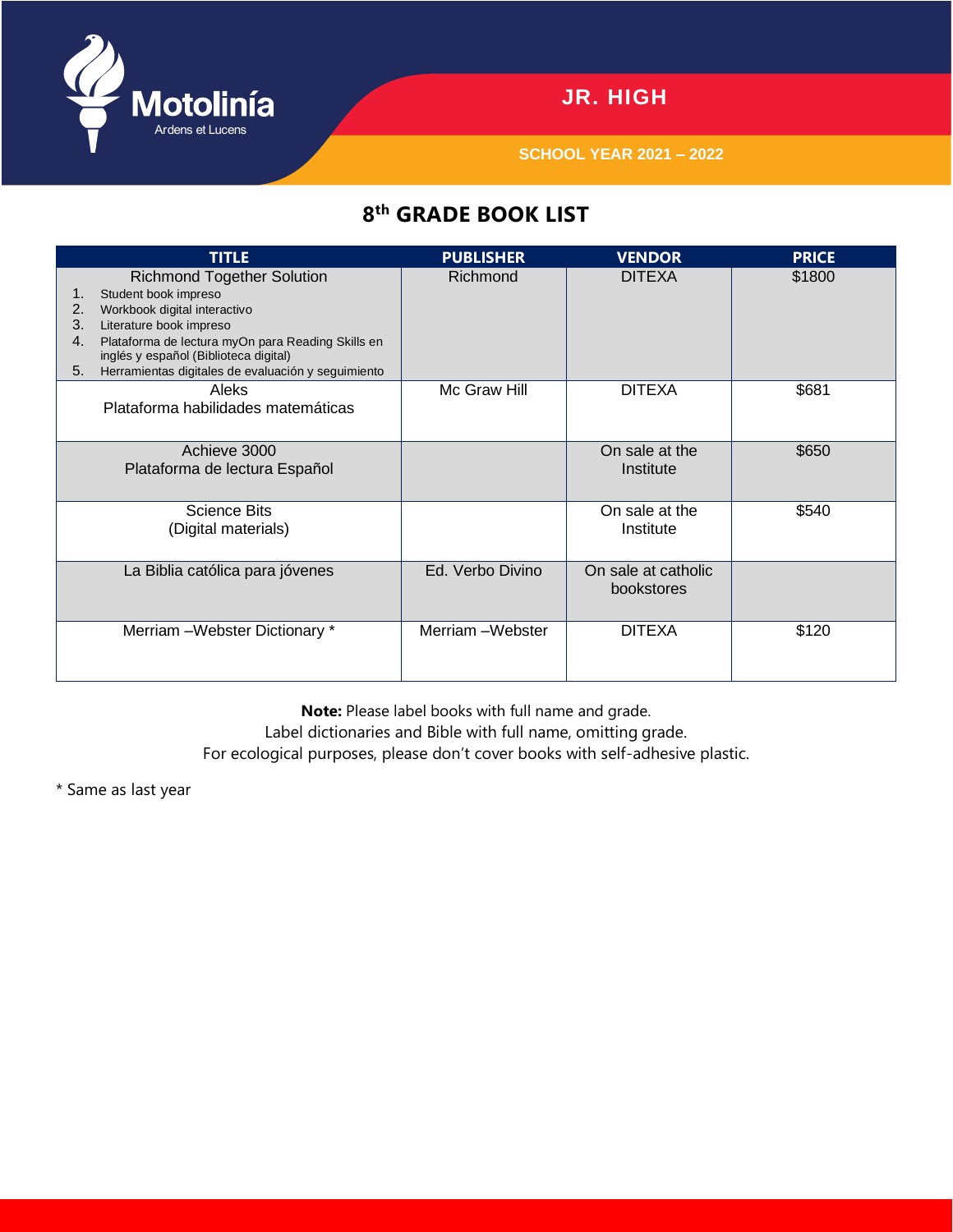Motolinía
Ardens et Lucens

JR. HIGH

SCHOOL YEAR 2021 – 2022

# 8th GRADE BOOK LIST

| TITLE | PUBLISHER | VENDOR | PRICE |
|---|---|---|---|
| Richmond Together Solution<br>1. Student book impreso<br>2. Workbook digital interactivo<br>3. Literature book impreso<br>4. Plataforma de lectura myOn para Reading Skills en inglés y español (Biblioteca digital)<br>5. Herramientas digitales de evaluación y seguimiento | Richmond | DITEXA | $1800 |
| Aleks<br>Plataforma habilidades matemáticas | Mc Graw Hill | DITEXA | $681 |
| Achieve 3000<br>Plataforma de lectura Español | | On sale at the Institute | $650 |
| Science Bits<br>(Digital materials) | | On sale at the Institute | $540 |
| La Biblia católica para jóvenes | Ed. Verbo Divino | On sale at catholic bookstores | |
| Merriam –Webster Dictionary * | Merriam –Webster | DITEXA | $120 |

**Note:** Please label books with full name and grade.
Label dictionaries and Bible with full name, omitting grade.
For ecological purposes, please don't cover books with self-adhesive plastic.

* Same as last year